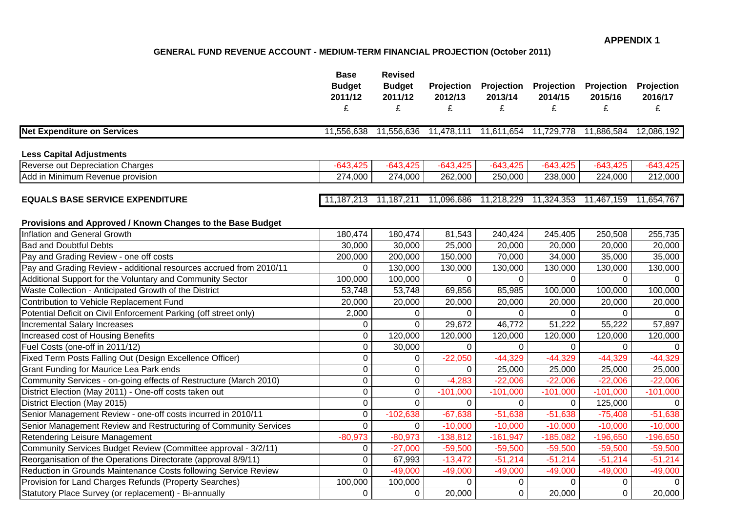**APPENDIX 1**

## GENERAL FUND REVENUE ACCOUNT - MEDIUM-TERM FINANCIAL PROJECTION (October 2011)

| | Base Budget 2011/12 £ | Revised Budget 2011/12 £ | Projection 2012/13 £ | Projection 2013/14 £ | Projection 2014/15 £ | Projection 2015/16 £ | Projection 2016/17 £ |
|---|---|---|---|---|---|---|---|
| **Net Expenditure on Services** | 11,556,638 | 11,556,636 | 11,478,111 | 11,611,654 | 11,729,778 | 11,886,584 | 12,086,192 |
| **Less Capital Adjustments** | | | | | | | |
| Reverse out Depreciation Charges | -643,425 | -643,425 | -643,425 | -643,425 | -643,425 | -643,425 | -643,425 |
| Add in Minimum Revenue provision | 274,000 | 274,000 | 262,000 | 250,000 | 238,000 | 224,000 | 212,000 |
| **EQUALS BASE SERVICE EXPENDITURE** | 11,187,213 | 11,187,211 | 11,096,686 | 11,218,229 | 11,324,353 | 11,467,159 | 11,654,767 |
| **Provisions and Approved / Known Changes to the Base Budget** | | | | | | | |
| Inflation and General Growth | 180,474 | 180,474 | 81,543 | 240,424 | 245,405 | 250,508 | 255,735 |
| Bad and Doubtful Debts | 30,000 | 30,000 | 25,000 | 20,000 | 20,000 | 20,000 | 20,000 |
| Pay and Grading Review - one off costs | 200,000 | 200,000 | 150,000 | 70,000 | 34,000 | 35,000 | 35,000 |
| Pay and Grading Review - additional resources accrued from 2010/11 | 0 | 130,000 | 130,000 | 130,000 | 130,000 | 130,000 | 130,000 |
| Additional Support for the Voluntary and Community Sector | 100,000 | 100,000 | 0 | 0 | 0 | 0 | 0 |
| Waste Collection - Anticipated Growth of the District | 53,748 | 53,748 | 69,856 | 85,985 | 100,000 | 100,000 | 100,000 |
| Contribution to Vehicle Replacement Fund | 20,000 | 20,000 | 20,000 | 20,000 | 20,000 | 20,000 | 20,000 |
| Potential Deficit on Civil Enforcement Parking (off street only) | 2,000 | 0 | 0 | 0 | 0 | 0 | 0 |
| Incremental Salary Increases | 0 | 0 | 29,672 | 46,772 | 51,222 | 55,222 | 57,897 |
| Increased cost of Housing Benefits | 0 | 120,000 | 120,000 | 120,000 | 120,000 | 120,000 | 120,000 |
| Fuel Costs (one-off in 2011/12) | 0 | 30,000 | 0 | 0 | 0 | 0 | 0 |
| Fixed Term Posts Falling Out (Design Excellence Officer) | 0 | 0 | -22,050 | -44,329 | -44,329 | -44,329 | -44,329 |
| Grant Funding for Maurice Lea Park ends | 0 | 0 | 0 | 25,000 | 25,000 | 25,000 | 25,000 |
| Community Services - on-going effects of Restructure (March 2010) | 0 | 0 | -4,283 | -22,006 | -22,006 | -22,006 | -22,006 |
| District Election (May 2011) - One-off costs taken out | 0 | 0 | -101,000 | -101,000 | -101,000 | -101,000 | -101,000 |
| District Election (May 2015) | 0 | 0 | 0 | 0 | 0 | 125,000 | 0 |
| Senior Management Review - one-off costs incurred in 2010/11 | 0 | -102,638 | -67,638 | -51,638 | -51,638 | -75,408 | -51,638 |
| Senior Management Review and Restructuring of Community Services | 0 | 0 | -10,000 | -10,000 | -10,000 | -10,000 | -10,000 |
| Retendering Leisure Management | -80,973 | -80,973 | -138,812 | -161,947 | -185,082 | -196,650 | -196,650 |
| Community Services Budget Review (Committee approval - 3/2/11) | 0 | -27,000 | -59,500 | -59,500 | -59,500 | -59,500 | -59,500 |
| Reorganisation of the Operations Directorate (approval 8/9/11) | 0 | 67,993 | -13,472 | -51,214 | -51,214 | -51,214 | -51,214 |
| Reduction in Grounds Maintenance Costs following Service Review | 0 | -49,000 | -49,000 | -49,000 | -49,000 | -49,000 | -49,000 |
| Provision for Land Charges Refunds (Property Searches) | 100,000 | 100,000 | 0 | 0 | 0 | 0 | 0 |
| Statutory Place Survey (or replacement) - Bi-annually | 0 | 0 | 20,000 | 0 | 20,000 | 0 | 20,000 |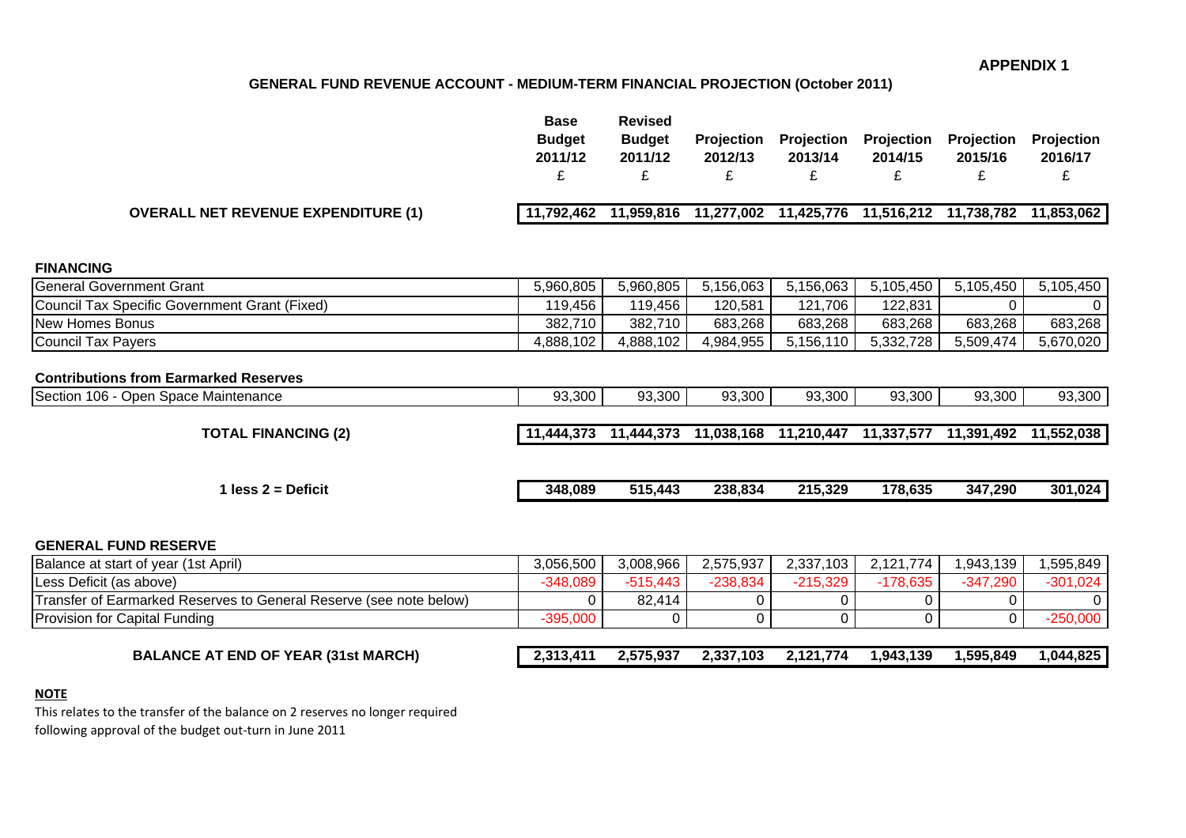**APPENDIX 1**

## GENERAL FUND REVENUE ACCOUNT - MEDIUM-TERM FINANCIAL PROJECTION (October 2011)

| | Base Budget 2011/12 £ | Revised Budget 2011/12 £ | Projection 2012/13 £ | Projection 2013/14 £ | Projection 2014/15 £ | Projection 2015/16 £ | Projection 2016/17 £ |
|---|---|---|---|---|---|---|---|
| **OVERALL NET REVENUE EXPENDITURE (1)** | **11,792,462** | **11,959,816** | **11,277,002** | **11,425,776** | **11,516,212** | **11,738,782** | **11,853,062** |
| **FINANCING** | | | | | | | |
| General Government Grant | 5,960,805 | 5,960,805 | 5,156,063 | 5,156,063 | 5,105,450 | 5,105,450 | 5,105,450 |
| Council Tax Specific Government Grant (Fixed) | 119,456 | 119,456 | 120,581 | 121,706 | 122,831 | 0 | 0 |
| New Homes Bonus | 382,710 | 382,710 | 683,268 | 683,268 | 683,268 | 683,268 | 683,268 |
| Council Tax Payers | 4,888,102 | 4,888,102 | 4,984,955 | 5,156,110 | 5,332,728 | 5,509,474 | 5,670,020 |
| **Contributions from Earmarked Reserves** | | | | | | | |
| Section 106 - Open Space Maintenance | 93,300 | 93,300 | 93,300 | 93,300 | 93,300 | 93,300 | 93,300 |
| **TOTAL FINANCING (2)** | **11,444,373** | **11,444,373** | **11,038,168** | **11,210,447** | **11,337,577** | **11,391,492** | **11,552,038** |
| **1 less 2 = Deficit** | **348,089** | **515,443** | **238,834** | **215,329** | **178,635** | **347,290** | **301,024** |
| **GENERAL FUND RESERVE** | | | | | | | |
| Balance at start of year (1st April) | 3,056,500 | 3,008,966 | 2,575,937 | 2,337,103 | 2,121,774 | 1,943,139 | 1,595,849 |
| Less Deficit (as above) | -348,089 | -515,443 | -238,834 | -215,329 | -178,635 | -347,290 | -301,024 |
| Transfer of Earmarked Reserves to General Reserve (see note below) | 0 | 82,414 | 0 | 0 | 0 | 0 | 0 |
| Provision for Capital Funding | -395,000 | 0 | 0 | 0 | 0 | 0 | -250,000 |
| **BALANCE AT END OF YEAR (31st MARCH)** | **2,313,411** | **2,575,937** | **2,337,103** | **2,121,774** | **1,943,139** | **1,595,849** | **1,044,825** |

**NOTE**

This relates to the transfer of the balance on 2 reserves no longer required following approval of the budget out-turn in June 2011